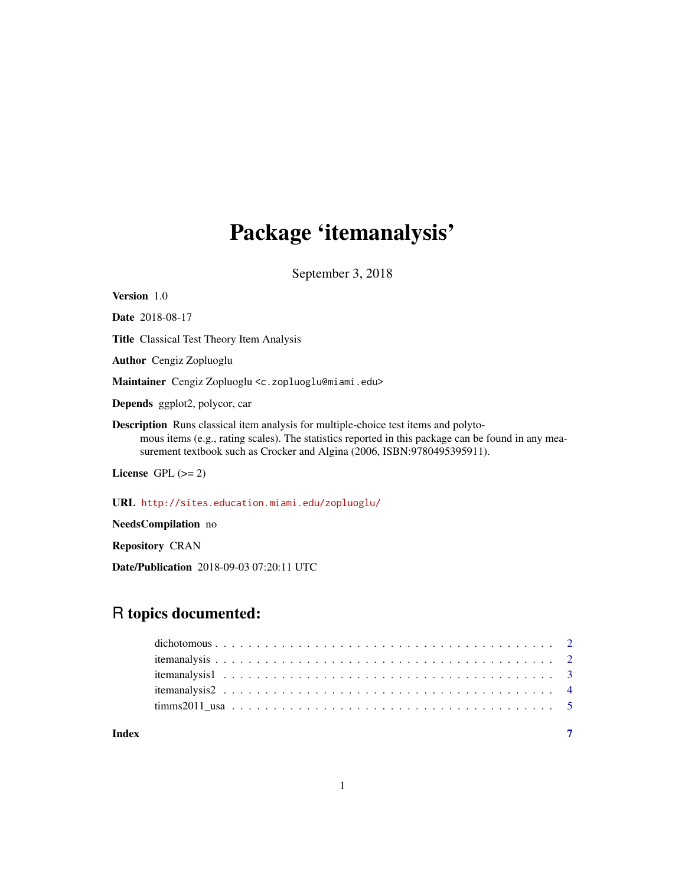# Package 'itemanalysis'

September 3, 2018

**Version** 1.0

**Date** 2018-08-17

**Title** Classical Test Theory Item Analysis

**Author** Cengiz Zopluoglu

**Maintainer** Cengiz Zopluoglu <c.zopluoglu@miami.edu>

**Depends** ggplot2, polycor, car

**Description** Runs classical item analysis for multiple-choice test items and polytomous items (e.g., rating scales). The statistics reported in this package can be found in any measurement textbook such as Crocker and Algina (2006, ISBN:9780495395911).

**License** GPL (>= 2)

**URL** http://sites.education.miami.edu/zopluoglu/

**NeedsCompilation** no

**Repository** CRAN

**Date/Publication** 2018-09-03 07:20:11 UTC

## R topics documented:

- dichotomous . . . . . . . . . . . . . . . . . . . . . . . . . . . . . . . . . . . . . . . . 2
- itemanalysis . . . . . . . . . . . . . . . . . . . . . . . . . . . . . . . . . . . . . . . . 2
- itemanalysis1 . . . . . . . . . . . . . . . . . . . . . . . . . . . . . . . . . . . . . . . 3
- itemanalysis2 . . . . . . . . . . . . . . . . . . . . . . . . . . . . . . . . . . . . . . . 4
- timms2011_usa . . . . . . . . . . . . . . . . . . . . . . . . . . . . . . . . . . . . . . 5

**Index** 7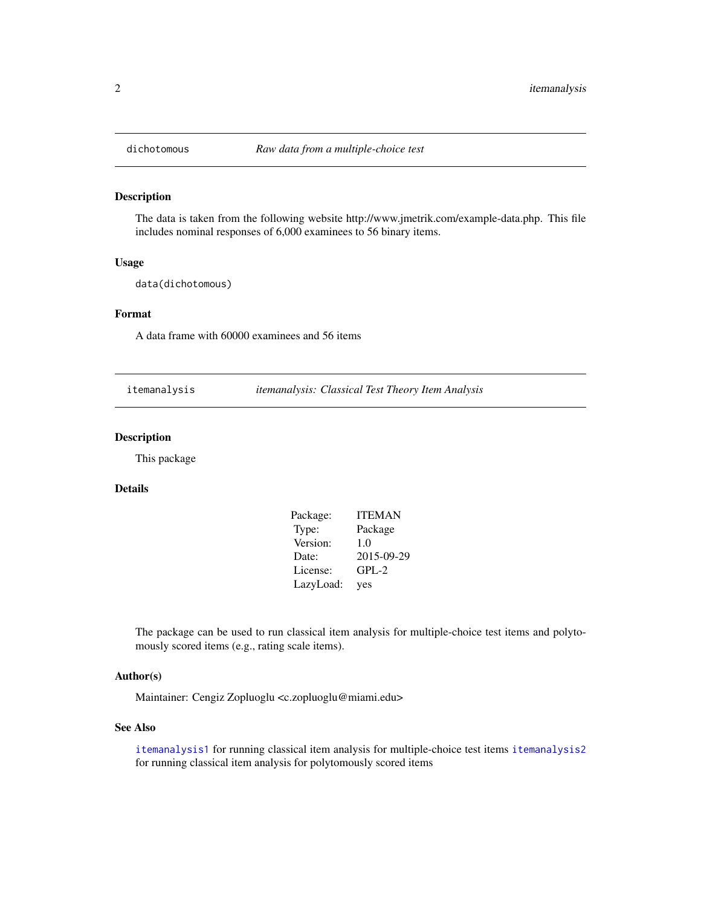## dichotomous — *Raw data from a multiple-choice test*

### Description

The data is taken from the following website http://www.jmetrik.com/example-data.php. This file includes nominal responses of 6,000 examinees to 56 binary items.

### Usage

```
data(dichotomous)
```

### Format

A data frame with 60000 examinees and 56 items

## itemanalysis — *itemanalysis: Classical Test Theory Item Analysis*

### Description

This package

### Details

| | |
|---|---|
| Package: | ITEMAN |
| Type: | Package |
| Version: | 1.0 |
| Date: | 2015-09-29 |
| License: | GPL-2 |
| LazyLoad: | yes |

The package can be used to run classical item analysis for multiple-choice test items and polytomously scored items (e.g., rating scale items).

### Author(s)

Maintainer: Cengiz Zopluoglu <c.zopluoglu@miami.edu>

### See Also

`itemanalysis1` for running classical item analysis for multiple-choice test items `itemanalysis2` for running classical item analysis for polytomously scored items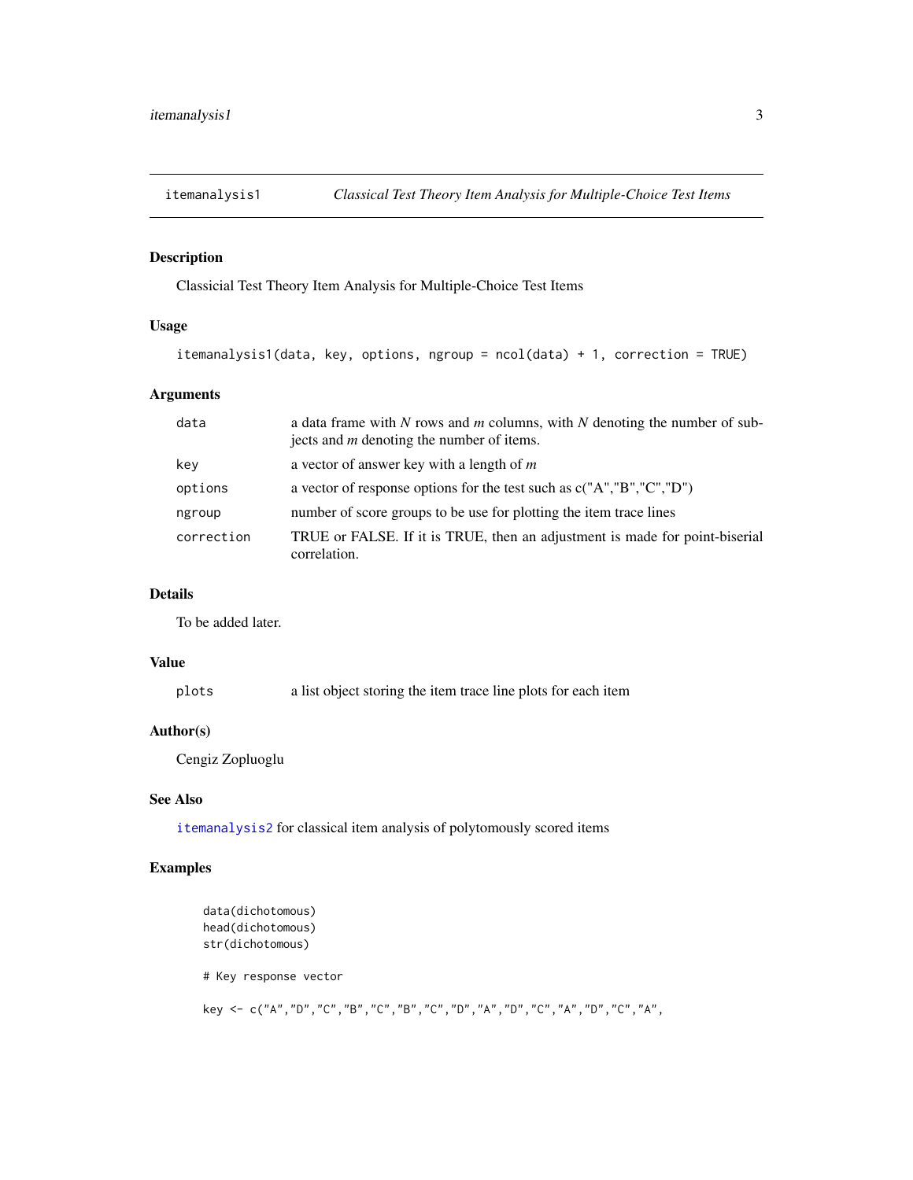## itemanalysis1 — *Classical Test Theory Item Analysis for Multiple-Choice Test Items*

### Description

Classicial Test Theory Item Analysis for Multiple-Choice Test Items

### Usage

```
itemanalysis1(data, key, options, ngroup = ncol(data) + 1, correction = TRUE)
```

### Arguments

| | |
|---|---|
| `data` | a data frame with *N* rows and *m* columns, with *N* denoting the number of subjects and *m* denoting the number of items. |
| `key` | a vector of answer key with a length of *m* |
| `options` | a vector of response options for the test such as c("A","B","C","D") |
| `ngroup` | number of score groups to be use for plotting the item trace lines |
| `correction` | TRUE or FALSE. If it is TRUE, then an adjustment is made for point-biserial correlation. |

### Details

To be added later.

### Value

| | |
|---|---|
| `plots` | a list object storing the item trace line plots for each item |

### Author(s)

Cengiz Zopluoglu

### See Also

`itemanalysis2` for classical item analysis of polytomously scored items

### Examples

```
data(dichotomous)
head(dichotomous)
str(dichotomous)

# Key response vector

key <- c("A","D","C","B","C","B","C","D","A","D","C","A","D","C","A",
```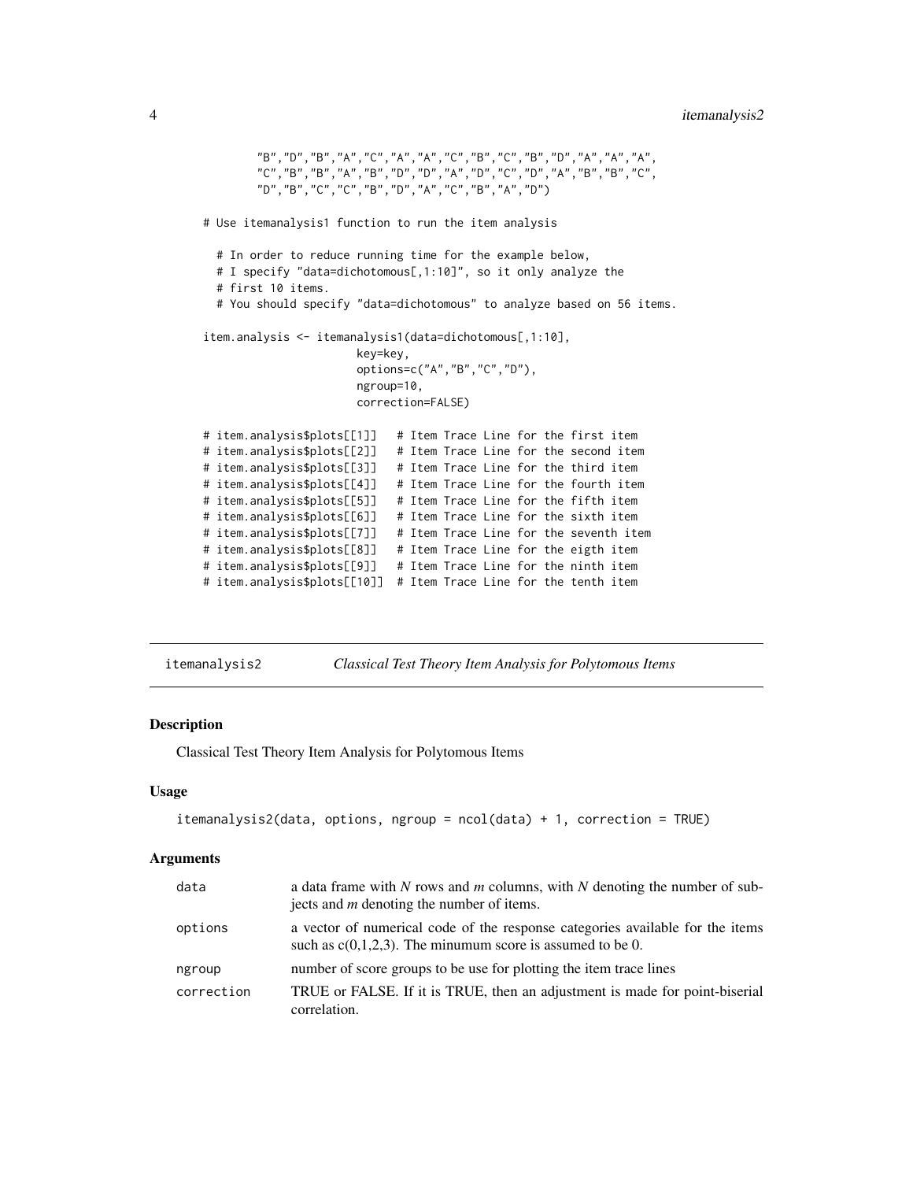```
        "B","D","B","A","C","A","A","C","B","C","B","D","A","A","A",
        "C","B","B","A","B","D","D","A","D","C","D","A","B","B","C",
        "D","B","C","C","B","D","A","C","B","A","D")

# Use itemanalysis1 function to run the item analysis

  # In order to reduce running time for the example below,
  # I specify "data=dichotomous[,1:10]", so it only analyze the
  # first 10 items.
  # You should specify "data=dichotomous" to analyze based on 56 items.

item.analysis <- itemanalysis1(data=dichotomous[,1:10],
                       key=key,
                       options=c("A","B","C","D"),
                       ngroup=10,
                       correction=FALSE)

# item.analysis$plots[[1]]   # Item Trace Line for the first item
# item.analysis$plots[[2]]   # Item Trace Line for the second item
# item.analysis$plots[[3]]   # Item Trace Line for the third item
# item.analysis$plots[[4]]   # Item Trace Line for the fourth item
# item.analysis$plots[[5]]   # Item Trace Line for the fifth item
# item.analysis$plots[[6]]   # Item Trace Line for the sixth item
# item.analysis$plots[[7]]   # Item Trace Line for the seventh item
# item.analysis$plots[[8]]   # Item Trace Line for the eigth item
# item.analysis$plots[[9]]   # Item Trace Line for the ninth item
# item.analysis$plots[[10]]  # Item Trace Line for the tenth item
```

## itemanalysis2 — *Classical Test Theory Item Analysis for Polytomous Items*

### Description

Classical Test Theory Item Analysis for Polytomous Items

### Usage

```
itemanalysis2(data, options, ngroup = ncol(data) + 1, correction = TRUE)
```

### Arguments

| | |
|---|---|
| data | a data frame with *N* rows and *m* columns, with *N* denoting the number of subjects and *m* denoting the number of items. |
| options | a vector of numerical code of the response categories available for the items such as c(0,1,2,3). The minumum score is assumed to be 0. |
| ngroup | number of score groups to be use for plotting the item trace lines |
| correction | TRUE or FALSE. If it is TRUE, then an adjustment is made for point-biserial correlation. |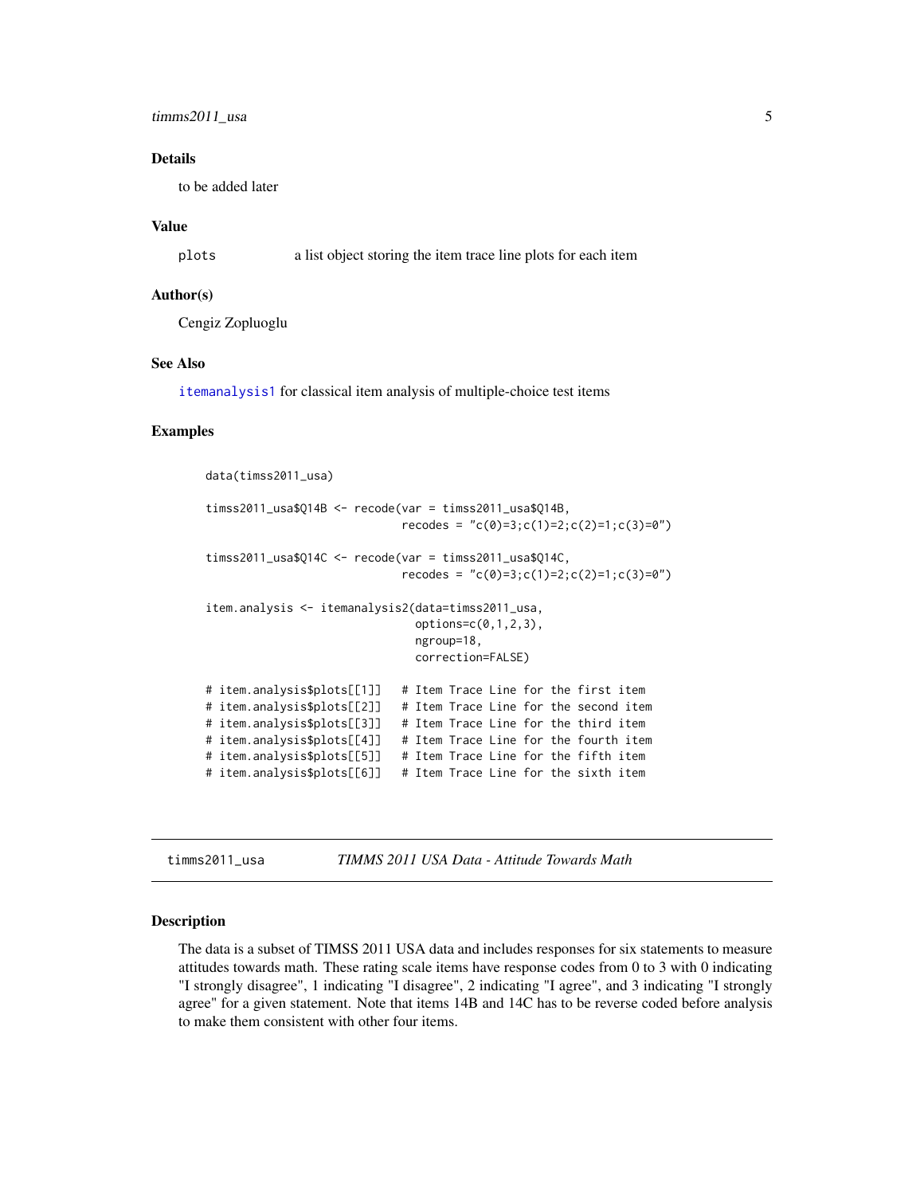### Details

to be added later

### Value

`plots` a list object storing the item trace line plots for each item

### Author(s)

Cengiz Zopluoglu

### See Also

`itemanalysis1` for classical item analysis of multiple-choice test items

### Examples

```
data(timss2011_usa)

timss2011_usa$Q14B <- recode(var = timss2011_usa$Q14B,
                             recodes = "c(0)=3;c(1)=2;c(2)=1;c(3)=0")

timss2011_usa$Q14C <- recode(var = timss2011_usa$Q14C,
                             recodes = "c(0)=3;c(1)=2;c(2)=1;c(3)=0")

item.analysis <- itemanalysis2(data=timss2011_usa,
                               options=c(0,1,2,3),
                               ngroup=18,
                               correction=FALSE)

# item.analysis$plots[[1]]   # Item Trace Line for the first item
# item.analysis$plots[[2]]   # Item Trace Line for the second item
# item.analysis$plots[[3]]   # Item Trace Line for the third item
# item.analysis$plots[[4]]   # Item Trace Line for the fourth item
# item.analysis$plots[[5]]   # Item Trace Line for the fifth item
# item.analysis$plots[[6]]   # Item Trace Line for the sixth item
```

---

## timms2011_usa *TIMMS 2011 USA Data - Attitude Towards Math*

### Description

The data is a subset of TIMSS 2011 USA data and includes responses for six statements to measure attitudes towards math. These rating scale items have response codes from 0 to 3 with 0 indicating "I strongly disagree", 1 indicating "I disagree", 2 indicating "I agree", and 3 indicating "I strongly agree" for a given statement. Note that items 14B and 14C has to be reverse coded before analysis to make them consistent with other four items.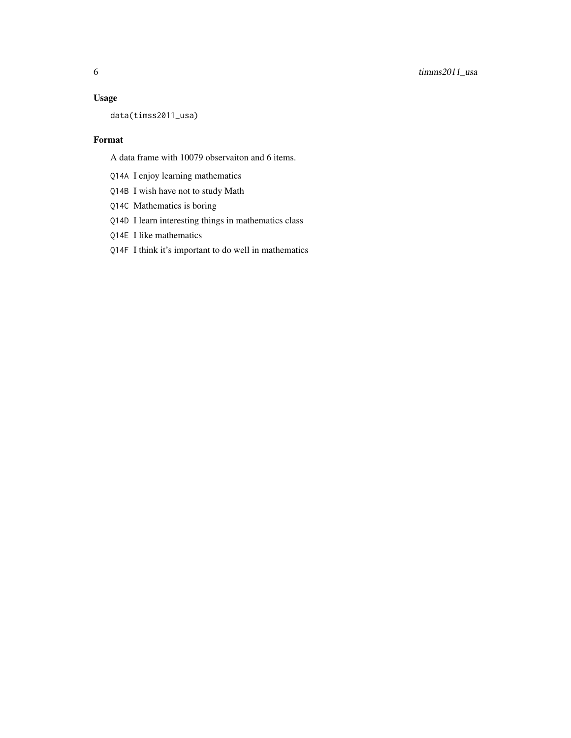## Usage

```
data(timss2011_usa)
```

## Format

A data frame with 10079 observaiton and 6 items.

- `Q14A` I enjoy learning mathematics
- `Q14B` I wish have not to study Math
- `Q14C` Mathematics is boring
- `Q14D` I learn interesting things in mathematics class
- `Q14E` I like mathematics
- `Q14F` I think it's important to do well in mathematics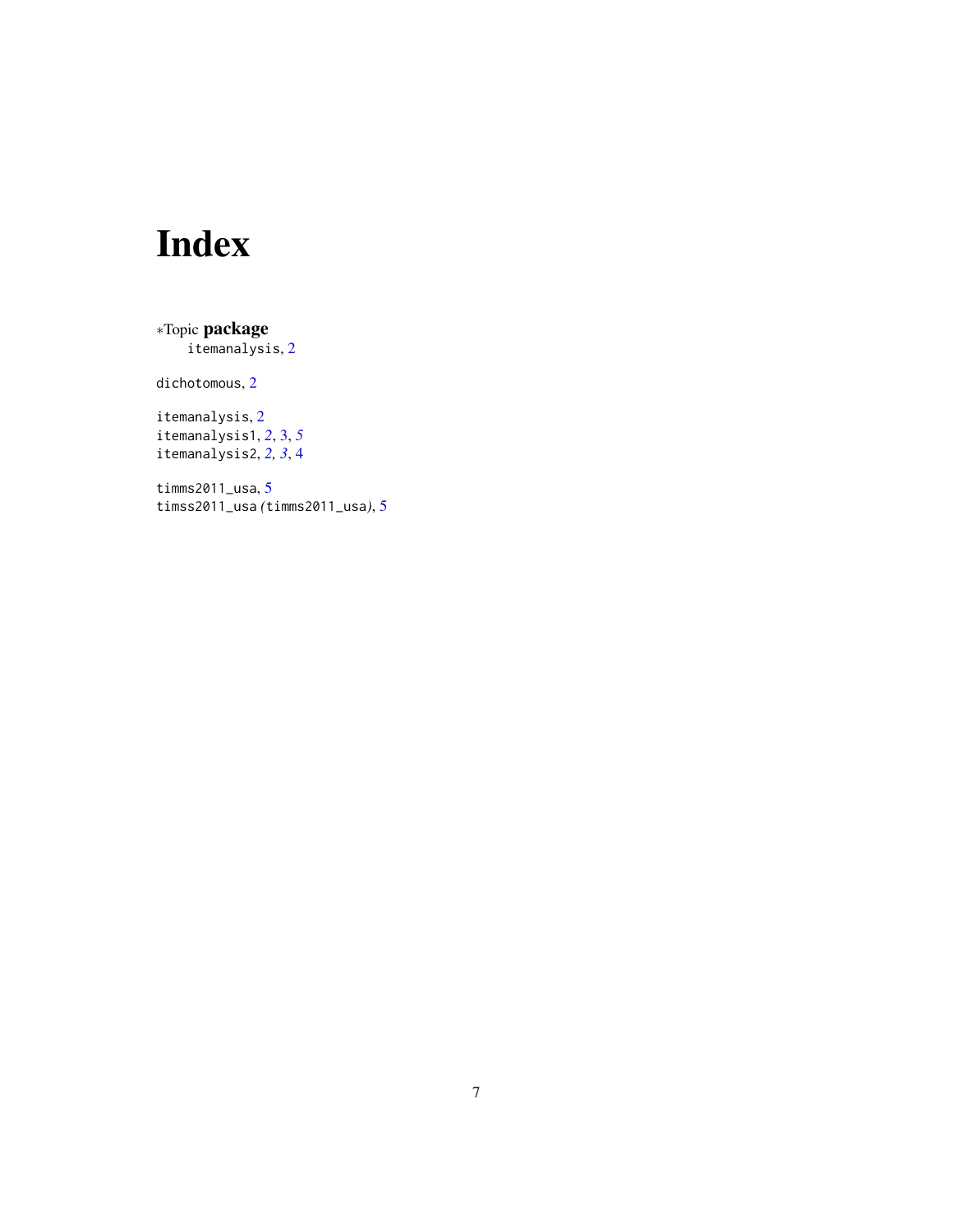# Index

∗Topic **package**
    itemanalysis, 2

dichotomous, 2

itemanalysis, 2
itemanalysis1, *2*, 3, *5*
itemanalysis2, *2, 3*, 4

timms2011_usa, 5
timss2011_usa *(*timms2011_usa*)*, 5